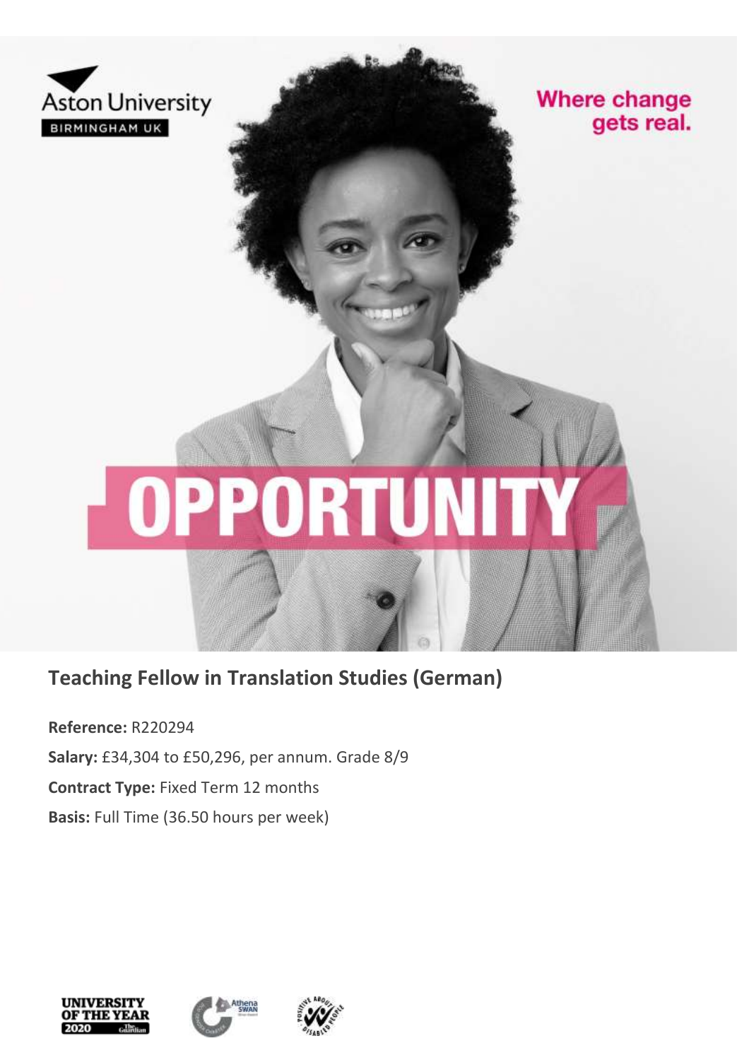Aston University

BIRMINGHAM UK

Where change gets real.

OPPORTUNITY

## Teaching Fellow in Translation Studies (German)

**Reference:** R220294

**Salary:** £34,304 to £50,296, per annum. Grade 8/9

**Contract Type:** Fixed Term 12 months

**Basis:** Full Time (36.50 hours per week)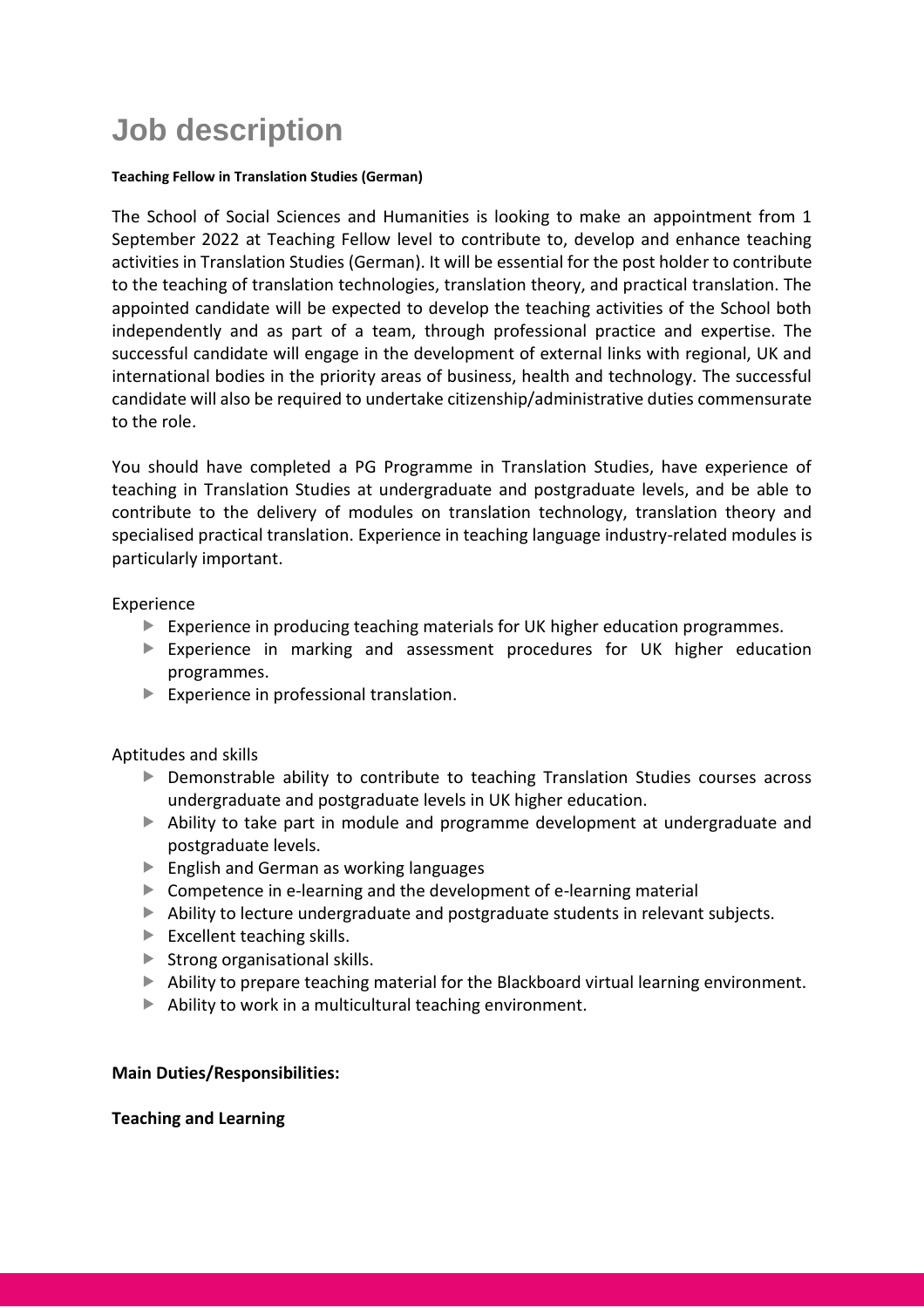# Job description

**Teaching Fellow in Translation Studies (German)**

The School of Social Sciences and Humanities is looking to make an appointment from 1 September 2022 at Teaching Fellow level to contribute to, develop and enhance teaching activities in Translation Studies (German). It will be essential for the post holder to contribute to the teaching of translation technologies, translation theory, and practical translation. The appointed candidate will be expected to develop the teaching activities of the School both independently and as part of a team, through professional practice and expertise. The successful candidate will engage in the development of external links with regional, UK and international bodies in the priority areas of business, health and technology. The successful candidate will also be required to undertake citizenship/administrative duties commensurate to the role.

You should have completed a PG Programme in Translation Studies, have experience of teaching in Translation Studies at undergraduate and postgraduate levels, and be able to contribute to the delivery of modules on translation technology, translation theory and specialised practical translation. Experience in teaching language industry-related modules is particularly important.

Experience

- Experience in producing teaching materials for UK higher education programmes.
- Experience in marking and assessment procedures for UK higher education programmes.
- Experience in professional translation.

Aptitudes and skills

- Demonstrable ability to contribute to teaching Translation Studies courses across undergraduate and postgraduate levels in UK higher education.
- Ability to take part in module and programme development at undergraduate and postgraduate levels.
- English and German as working languages
- Competence in e-learning and the development of e-learning material
- Ability to lecture undergraduate and postgraduate students in relevant subjects.
- Excellent teaching skills.
- Strong organisational skills.
- Ability to prepare teaching material for the Blackboard virtual learning environment.
- Ability to work in a multicultural teaching environment.

**Main Duties/Responsibilities:**

**Teaching and Learning**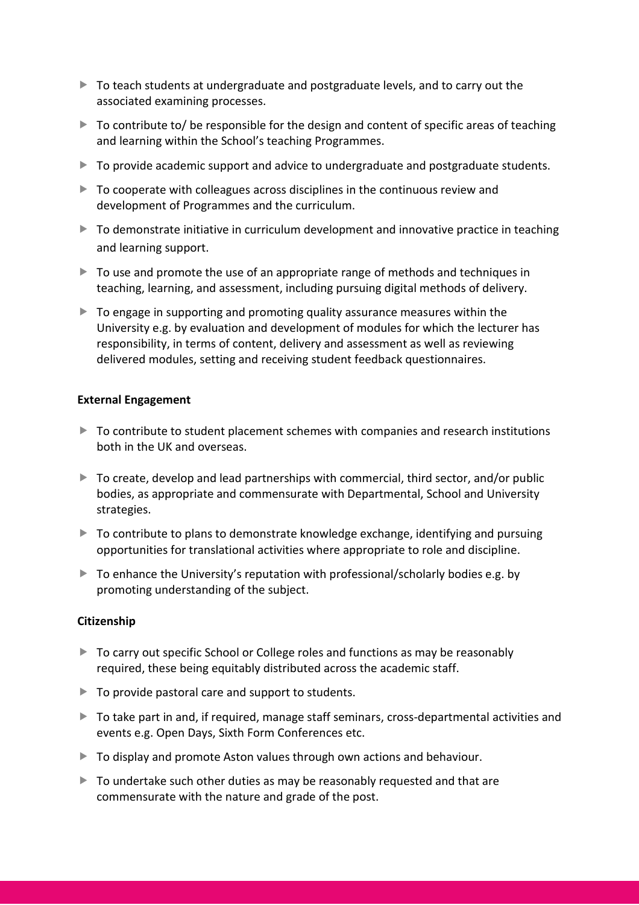- To teach students at undergraduate and postgraduate levels, and to carry out the associated examining processes.
- To contribute to/ be responsible for the design and content of specific areas of teaching and learning within the School's teaching Programmes.
- To provide academic support and advice to undergraduate and postgraduate students.
- To cooperate with colleagues across disciplines in the continuous review and development of Programmes and the curriculum.
- To demonstrate initiative in curriculum development and innovative practice in teaching and learning support.
- To use and promote the use of an appropriate range of methods and techniques in teaching, learning, and assessment, including pursuing digital methods of delivery.
- To engage in supporting and promoting quality assurance measures within the University e.g. by evaluation and development of modules for which the lecturer has responsibility, in terms of content, delivery and assessment as well as reviewing delivered modules, setting and receiving student feedback questionnaires.

**External Engagement**

- To contribute to student placement schemes with companies and research institutions both in the UK and overseas.
- To create, develop and lead partnerships with commercial, third sector, and/or public bodies, as appropriate and commensurate with Departmental, School and University strategies.
- To contribute to plans to demonstrate knowledge exchange, identifying and pursuing opportunities for translational activities where appropriate to role and discipline.
- To enhance the University's reputation with professional/scholarly bodies e.g. by promoting understanding of the subject.

**Citizenship**

- To carry out specific School or College roles and functions as may be reasonably required, these being equitably distributed across the academic staff.
- To provide pastoral care and support to students.
- To take part in and, if required, manage staff seminars, cross-departmental activities and events e.g. Open Days, Sixth Form Conferences etc.
- To display and promote Aston values through own actions and behaviour.
- To undertake such other duties as may be reasonably requested and that are commensurate with the nature and grade of the post.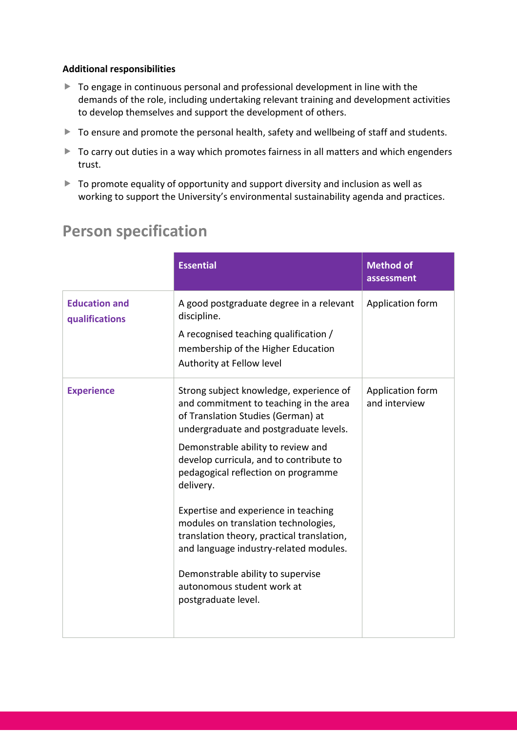**Additional responsibilities**

- To engage in continuous personal and professional development in line with the demands of the role, including undertaking relevant training and development activities to develop themselves and support the development of others.
- To ensure and promote the personal health, safety and wellbeing of staff and students.
- To carry out duties in a way which promotes fairness in all matters and which engenders trust.
- To promote equality of opportunity and support diversity and inclusion as well as working to support the University's environmental sustainability agenda and practices.

## Person specification

| | Essential | Method of assessment |
|---|---|---|
| **Education and qualifications** | A good postgraduate degree in a relevant discipline.<br><br>A recognised teaching qualification / membership of the Higher Education Authority at Fellow level | Application form |
| **Experience** | Strong subject knowledge, experience of and commitment to teaching in the area of Translation Studies (German) at undergraduate and postgraduate levels.<br><br>Demonstrable ability to review and develop curricula, and to contribute to pedagogical reflection on programme delivery.<br><br>Expertise and experience in teaching modules on translation technologies, translation theory, practical translation, and language industry-related modules.<br><br>Demonstrable ability to supervise autonomous student work at postgraduate level. | Application form and interview |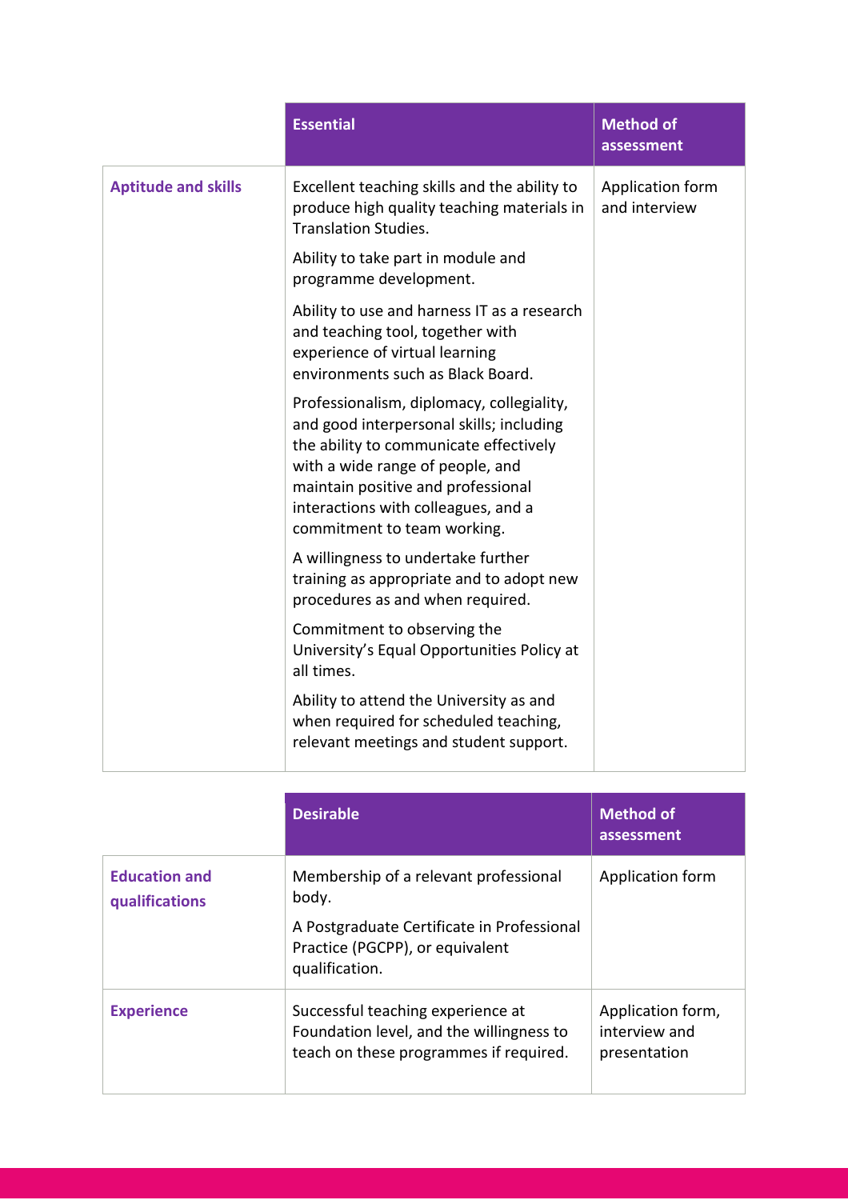| | Essential | Method of assessment |
|---|---|---|
| **Aptitude and skills** | Excellent teaching skills and the ability to produce high quality teaching materials in Translation Studies.<br><br>Ability to take part in module and programme development.<br><br>Ability to use and harness IT as a research and teaching tool, together with experience of virtual learning environments such as Black Board.<br><br>Professionalism, diplomacy, collegiality, and good interpersonal skills; including the ability to communicate effectively with a wide range of people, and maintain positive and professional interactions with colleagues, and a commitment to team working.<br><br>A willingness to undertake further training as appropriate and to adopt new procedures as and when required.<br><br>Commitment to observing the University's Equal Opportunities Policy at all times.<br><br>Ability to attend the University as and when required for scheduled teaching, relevant meetings and student support. | Application form and interview |

| | Desirable | Method of assessment |
|---|---|---|
| **Education and qualifications** | Membership of a relevant professional body.<br><br>A Postgraduate Certificate in Professional Practice (PGCPP), or equivalent qualification. | Application form |
| **Experience** | Successful teaching experience at Foundation level, and the willingness to teach on these programmes if required. | Application form, interview and presentation |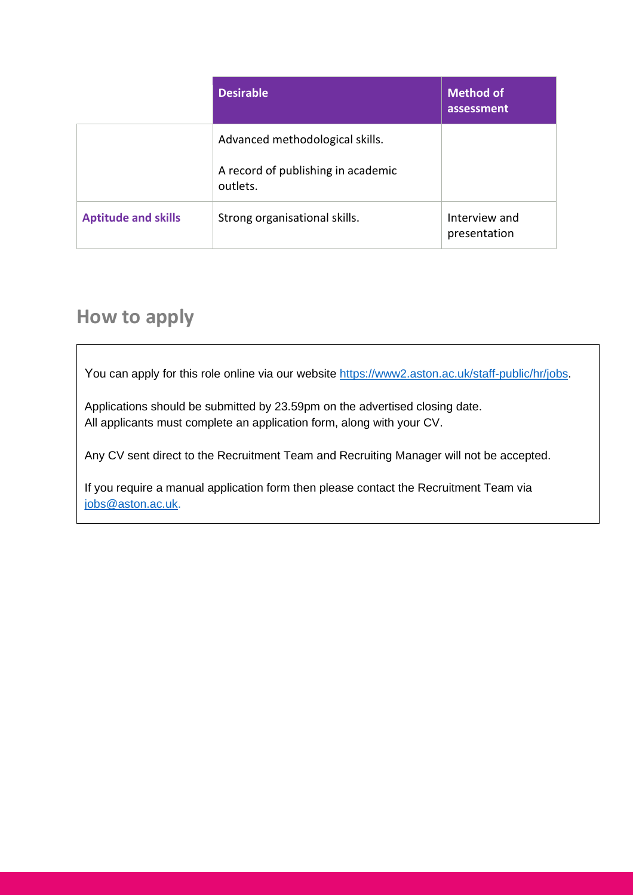| | Desirable | Method of assessment |
|---|---|---|
| | Advanced methodological skills.<br><br>A record of publishing in academic outlets. | |
| **Aptitude and skills** | Strong organisational skills. | Interview and presentation |

## How to apply

You can apply for this role online via our website https://www2.aston.ac.uk/staff-public/hr/jobs.

Applications should be submitted by 23.59pm on the advertised closing date.
All applicants must complete an application form, along with your CV.

Any CV sent direct to the Recruitment Team and Recruiting Manager will not be accepted.

If you require a manual application form then please contact the Recruitment Team via jobs@aston.ac.uk.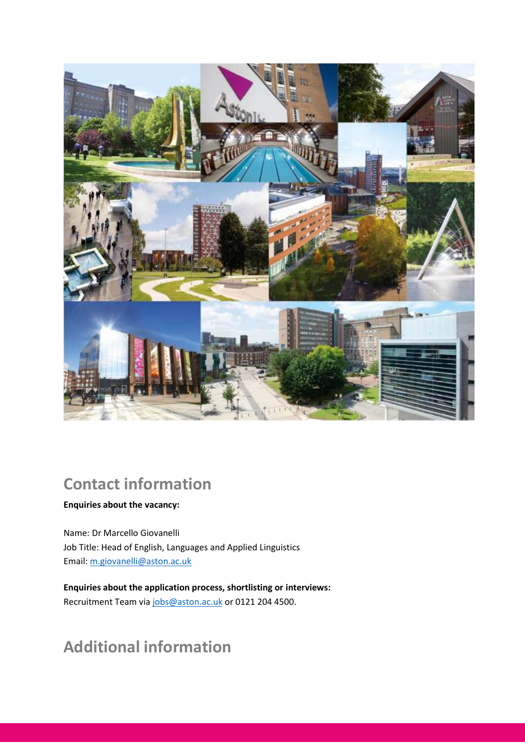## Contact information

**Enquiries about the vacancy:**

Name: Dr Marcello Giovanelli
Job Title: Head of English, Languages and Applied Linguistics
Email: m.giovanelli@aston.ac.uk

**Enquiries about the application process, shortlisting or interviews:**
Recruitment Team via jobs@aston.ac.uk or 0121 204 4500.

## Additional information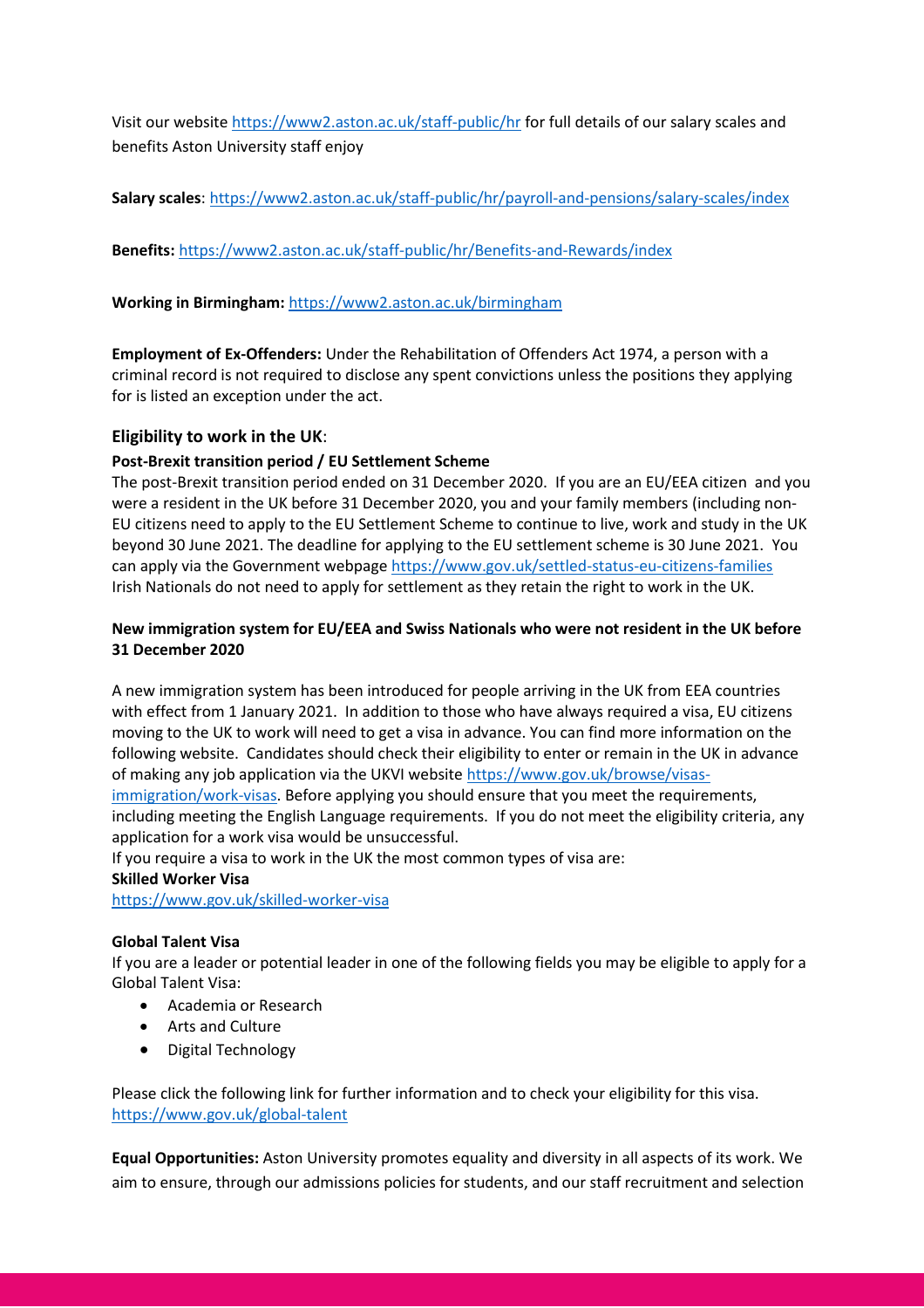Visit our website https://www2.aston.ac.uk/staff-public/hr for full details of our salary scales and benefits Aston University staff enjoy

**Salary scales**: https://www2.aston.ac.uk/staff-public/hr/payroll-and-pensions/salary-scales/index

**Benefits:** https://www2.aston.ac.uk/staff-public/hr/Benefits-and-Rewards/index

**Working in Birmingham:** https://www2.aston.ac.uk/birmingham

**Employment of Ex-Offenders:** Under the Rehabilitation of Offenders Act 1974, a person with a criminal record is not required to disclose any spent convictions unless the positions they applying for is listed an exception under the act.

## Eligibility to work in the UK:

### Post-Brexit transition period / EU Settlement Scheme

The post-Brexit transition period ended on 31 December 2020. If you are an EU/EEA citizen and you were a resident in the UK before 31 December 2020, you and your family members (including non-EU citizens need to apply to the EU Settlement Scheme to continue to live, work and study in the UK beyond 30 June 2021. The deadline for applying to the EU settlement scheme is 30 June 2021. You can apply via the Government webpage https://www.gov.uk/settled-status-eu-citizens-families
Irish Nationals do not need to apply for settlement as they retain the right to work in the UK.

### New immigration system for EU/EEA and Swiss Nationals who were not resident in the UK before 31 December 2020

A new immigration system has been introduced for people arriving in the UK from EEA countries with effect from 1 January 2021. In addition to those who have always required a visa, EU citizens moving to the UK to work will need to get a visa in advance. You can find more information on the following website. Candidates should check their eligibility to enter or remain in the UK in advance of making any job application via the UKVI website https://www.gov.uk/browse/visas-immigration/work-visas. Before applying you should ensure that you meet the requirements, including meeting the English Language requirements. If you do not meet the eligibility criteria, any application for a work visa would be unsuccessful.
If you require a visa to work in the UK the most common types of visa are:

**Skilled Worker Visa**
https://www.gov.uk/skilled-worker-visa

**Global Talent Visa**
If you are a leader or potential leader in one of the following fields you may be eligible to apply for a Global Talent Visa:

- Academia or Research
- Arts and Culture
- Digital Technology

Please click the following link for further information and to check your eligibility for this visa.
https://www.gov.uk/global-talent

**Equal Opportunities:** Aston University promotes equality and diversity in all aspects of its work. We aim to ensure, through our admissions policies for students, and our staff recruitment and selection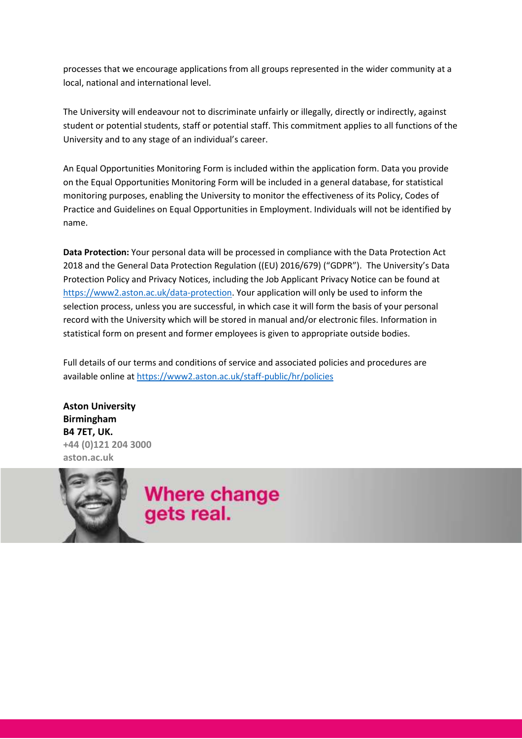processes that we encourage applications from all groups represented in the wider community at a local, national and international level.

The University will endeavour not to discriminate unfairly or illegally, directly or indirectly, against student or potential students, staff or potential staff. This commitment applies to all functions of the University and to any stage of an individual's career.

An Equal Opportunities Monitoring Form is included within the application form. Data you provide on the Equal Opportunities Monitoring Form will be included in a general database, for statistical monitoring purposes, enabling the University to monitor the effectiveness of its Policy, Codes of Practice and Guidelines on Equal Opportunities in Employment. Individuals will not be identified by name.

**Data Protection:** Your personal data will be processed in compliance with the Data Protection Act 2018 and the General Data Protection Regulation ((EU) 2016/679) ("GDPR"). The University's Data Protection Policy and Privacy Notices, including the Job Applicant Privacy Notice can be found at [https://www2.aston.ac.uk/data-protection](https://www2.aston.ac.uk/data-protection). Your application will only be used to inform the selection process, unless you are successful, in which case it will form the basis of your personal record with the University which will be stored in manual and/or electronic files. Information in statistical form on present and former employees is given to appropriate outside bodies.

Full details of our terms and conditions of service and associated policies and procedures are available online at [https://www2.aston.ac.uk/staff-public/hr/policies](https://www2.aston.ac.uk/staff-public/hr/policies)

**Aston University**
**Birmingham**
**B4 7ET, UK.**
**+44 (0)121 204 3000**
**aston.ac.uk**

Where change gets real.